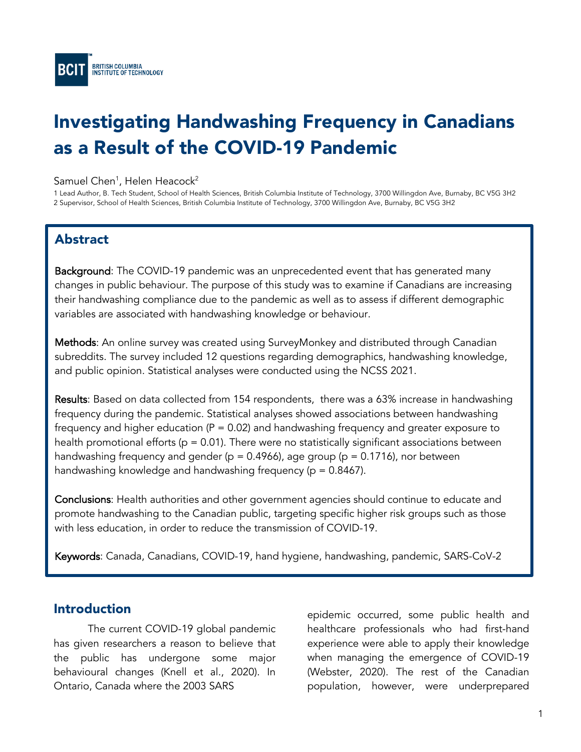BCIT BRITISH COLUMBIA INSTITUTE OF TECHNOLOGY

# Investigating Handwashing Frequency in Canadians as a Result of the COVID-19 Pandemic

Samuel Chen[1], Helen Heacock[2]

1 Lead Author, B. Tech Student, School of Health Sciences, British Columbia Institute of Technology, 3700 Willingdon Ave, Burnaby, BC V5G 3H2
2 Supervisor, School of Health Sciences, British Columbia Institute of Technology, 3700 Willingdon Ave, Burnaby, BC V5G 3H2

## Abstract

Background: The COVID-19 pandemic was an unprecedented event that has generated many changes in public behaviour. The purpose of this study was to examine if Canadians are increasing their handwashing compliance due to the pandemic as well as to assess if different demographic variables are associated with handwashing knowledge or behaviour.

Methods: An online survey was created using SurveyMonkey and distributed through Canadian subreddits. The survey included 12 questions regarding demographics, handwashing knowledge, and public opinion. Statistical analyses were conducted using the NCSS 2021.

Results: Based on data collected from 154 respondents, there was a 63% increase in handwashing frequency during the pandemic. Statistical analyses showed associations between handwashing frequency and higher education ($P = 0.02$) and handwashing frequency and greater exposure to health promotional efforts ($p = 0.01$). There were no statistically significant associations between handwashing frequency and gender ($p = 0.4966$), age group ($p = 0.1716$), nor between handwashing knowledge and handwashing frequency ($p = 0.8467$).

Conclusions: Health authorities and other government agencies should continue to educate and promote handwashing to the Canadian public, targeting specific higher risk groups such as those with less education, in order to reduce the transmission of COVID-19.

Keywords: Canada, Canadians, COVID-19, hand hygiene, handwashing, pandemic, SARS-CoV-2

## Introduction

The current COVID-19 global pandemic has given researchers a reason to believe that the public has undergone some major behavioural changes (Knell et al., 2020). In Ontario, Canada where the 2003 SARS epidemic occurred, some public health and healthcare professionals who had first-hand experience were able to apply their knowledge when managing the emergence of COVID-19 (Webster, 2020). The rest of the Canadian population, however, were underprepared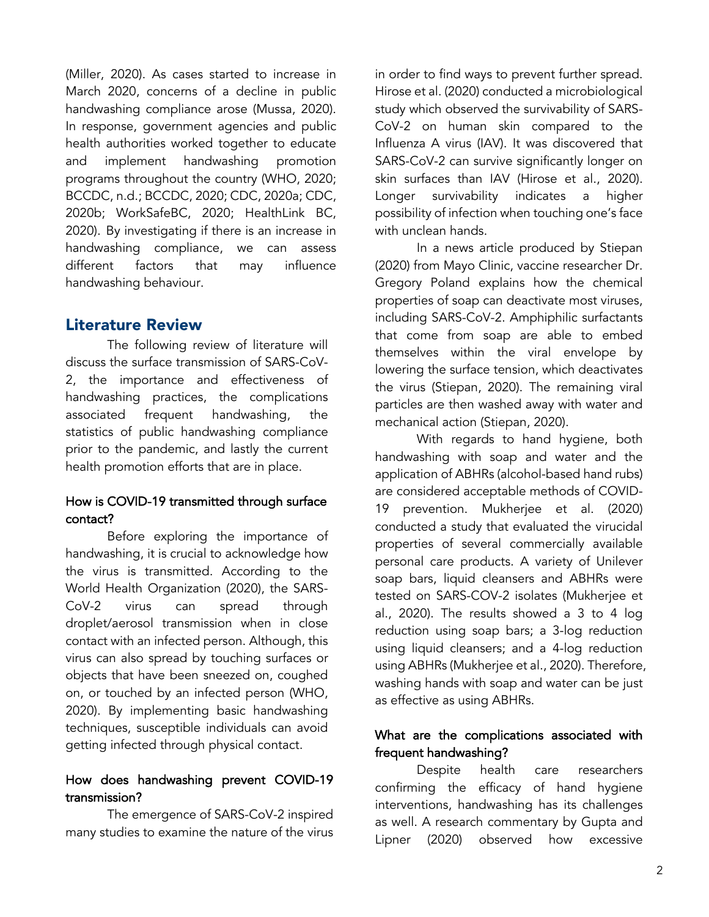(Miller, 2020). As cases started to increase in March 2020, concerns of a decline in public handwashing compliance arose (Mussa, 2020). In response, government agencies and public health authorities worked together to educate and implement handwashing promotion programs throughout the country (WHO, 2020; BCCDC, n.d.; BCCDC, 2020; CDC, 2020a; CDC, 2020b; WorkSafeBC, 2020; HealthLink BC, 2020). By investigating if there is an increase in handwashing compliance, we can assess different factors that may influence handwashing behaviour.

## Literature Review

The following review of literature will discuss the surface transmission of SARS-CoV-2, the importance and effectiveness of handwashing practices, the complications associated frequent handwashing, the statistics of public handwashing compliance prior to the pandemic, and lastly the current health promotion efforts that are in place.

### How is COVID-19 transmitted through surface contact?

Before exploring the importance of handwashing, it is crucial to acknowledge how the virus is transmitted. According to the World Health Organization (2020), the SARS-CoV-2 virus can spread through droplet/aerosol transmission when in close contact with an infected person. Although, this virus can also spread by touching surfaces or objects that have been sneezed on, coughed on, or touched by an infected person (WHO, 2020). By implementing basic handwashing techniques, susceptible individuals can avoid getting infected through physical contact.

### How does handwashing prevent COVID-19 transmission?

The emergence of SARS-CoV-2 inspired many studies to examine the nature of the virus in order to find ways to prevent further spread. Hirose et al. (2020) conducted a microbiological study which observed the survivability of SARS-CoV-2 on human skin compared to the Influenza A virus (IAV). It was discovered that SARS-CoV-2 can survive significantly longer on skin surfaces than IAV (Hirose et al., 2020). Longer survivability indicates a higher possibility of infection when touching one's face with unclean hands.

In a news article produced by Stiepan (2020) from Mayo Clinic, vaccine researcher Dr. Gregory Poland explains how the chemical properties of soap can deactivate most viruses, including SARS-CoV-2. Amphiphilic surfactants that come from soap are able to embed themselves within the viral envelope by lowering the surface tension, which deactivates the virus (Stiepan, 2020). The remaining viral particles are then washed away with water and mechanical action (Stiepan, 2020).

With regards to hand hygiene, both handwashing with soap and water and the application of ABHRs (alcohol-based hand rubs) are considered acceptable methods of COVID-19 prevention. Mukherjee et al. (2020) conducted a study that evaluated the virucidal properties of several commercially available personal care products. A variety of Unilever soap bars, liquid cleansers and ABHRs were tested on SARS-COV-2 isolates (Mukherjee et al., 2020). The results showed a 3 to 4 log reduction using soap bars; a 3-log reduction using liquid cleansers; and a 4-log reduction using ABHRs (Mukherjee et al., 2020). Therefore, washing hands with soap and water can be just as effective as using ABHRs.

### What are the complications associated with frequent handwashing?

Despite health care researchers confirming the efficacy of hand hygiene interventions, handwashing has its challenges as well. A research commentary by Gupta and Lipner (2020) observed how excessive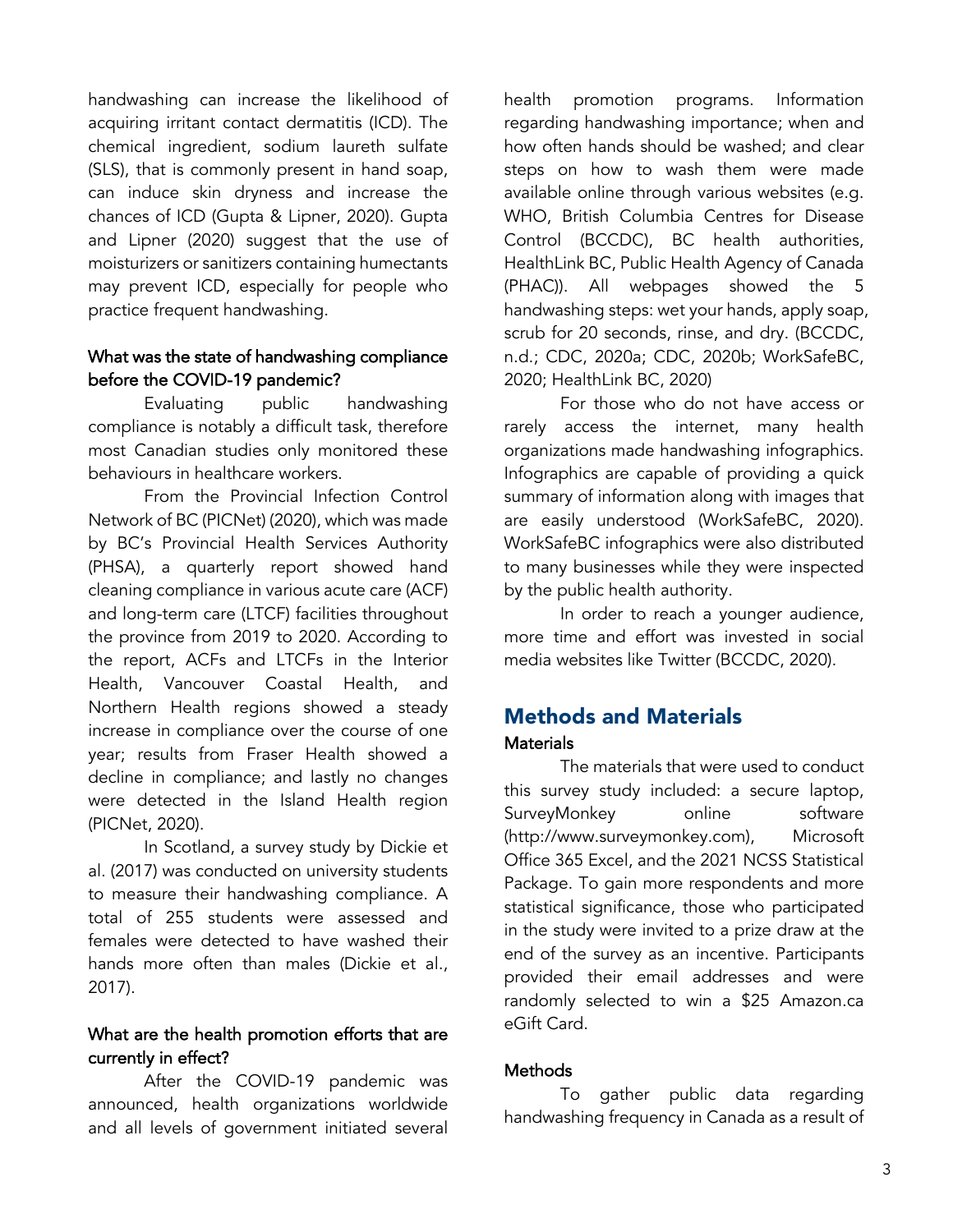handwashing can increase the likelihood of acquiring irritant contact dermatitis (ICD). The chemical ingredient, sodium laureth sulfate (SLS), that is commonly present in hand soap, can induce skin dryness and increase the chances of ICD (Gupta & Lipner, 2020). Gupta and Lipner (2020) suggest that the use of moisturizers or sanitizers containing humectants may prevent ICD, especially for people who practice frequent handwashing.

### What was the state of handwashing compliance before the COVID-19 pandemic?

Evaluating public handwashing compliance is notably a difficult task, therefore most Canadian studies only monitored these behaviours in healthcare workers.

From the Provincial Infection Control Network of BC (PICNet) (2020), which was made by BC's Provincial Health Services Authority (PHSA), a quarterly report showed hand cleaning compliance in various acute care (ACF) and long-term care (LTCF) facilities throughout the province from 2019 to 2020. According to the report, ACFs and LTCFs in the Interior Health, Vancouver Coastal Health, and Northern Health regions showed a steady increase in compliance over the course of one year; results from Fraser Health showed a decline in compliance; and lastly no changes were detected in the Island Health region (PICNet, 2020).

In Scotland, a survey study by Dickie et al. (2017) was conducted on university students to measure their handwashing compliance. A total of 255 students were assessed and females were detected to have washed their hands more often than males (Dickie et al., 2017).

### What are the health promotion efforts that are currently in effect?

After the COVID-19 pandemic was announced, health organizations worldwide and all levels of government initiated several health promotion programs. Information regarding handwashing importance; when and how often hands should be washed; and clear steps on how to wash them were made available online through various websites (e.g. WHO, British Columbia Centres for Disease Control (BCCDC), BC health authorities, HealthLink BC, Public Health Agency of Canada (PHAC)). All webpages showed the 5 handwashing steps: wet your hands, apply soap, scrub for 20 seconds, rinse, and dry. (BCCDC, n.d.; CDC, 2020a; CDC, 2020b; WorkSafeBC, 2020; HealthLink BC, 2020)

For those who do not have access or rarely access the internet, many health organizations made handwashing infographics. Infographics are capable of providing a quick summary of information along with images that are easily understood (WorkSafeBC, 2020). WorkSafeBC infographics were also distributed to many businesses while they were inspected by the public health authority.

In order to reach a younger audience, more time and effort was invested in social media websites like Twitter (BCCDC, 2020).

## Methods and Materials

### Materials

The materials that were used to conduct this survey study included: a secure laptop, SurveyMonkey online software (http://www.surveymonkey.com), Microsoft Office 365 Excel, and the 2021 NCSS Statistical Package. To gain more respondents and more statistical significance, those who participated in the study were invited to a prize draw at the end of the survey as an incentive. Participants provided their email addresses and were randomly selected to win a $25 Amazon.ca eGift Card.

### Methods

To gather public data regarding handwashing frequency in Canada as a result of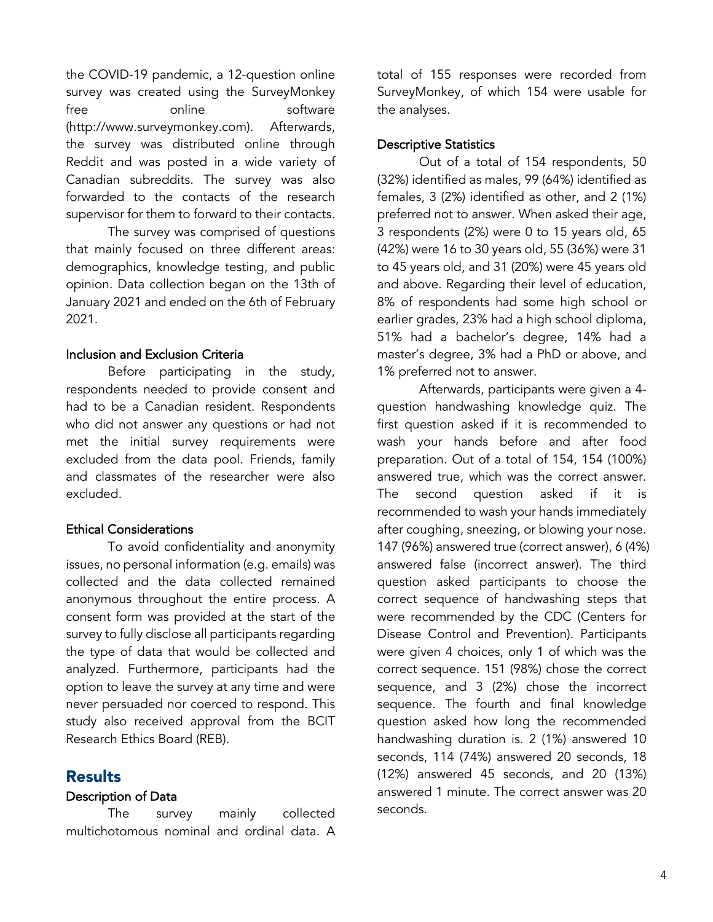the COVID-19 pandemic, a 12-question online survey was created using the SurveyMonkey free online software (http://www.surveymonkey.com). Afterwards, the survey was distributed online through Reddit and was posted in a wide variety of Canadian subreddits. The survey was also forwarded to the contacts of the research supervisor for them to forward to their contacts.

The survey was comprised of questions that mainly focused on three different areas: demographics, knowledge testing, and public opinion. Data collection began on the 13th of January 2021 and ended on the 6th of February 2021.

### Inclusion and Exclusion Criteria

Before participating in the study, respondents needed to provide consent and had to be a Canadian resident. Respondents who did not answer any questions or had not met the initial survey requirements were excluded from the data pool. Friends, family and classmates of the researcher were also excluded.

### Ethical Considerations

To avoid confidentiality and anonymity issues, no personal information (e.g. emails) was collected and the data collected remained anonymous throughout the entire process. A consent form was provided at the start of the survey to fully disclose all participants regarding the type of data that would be collected and analyzed. Furthermore, participants had the option to leave the survey at any time and were never persuaded nor coerced to respond. This study also received approval from the BCIT Research Ethics Board (REB).

## Results

### Description of Data

The survey mainly collected multichotomous nominal and ordinal data. A total of 155 responses were recorded from SurveyMonkey, of which 154 were usable for the analyses.

### Descriptive Statistics

Out of a total of 154 respondents, 50 (32%) identified as males, 99 (64%) identified as females, 3 (2%) identified as other, and 2 (1%) preferred not to answer. When asked their age, 3 respondents (2%) were 0 to 15 years old, 65 (42%) were 16 to 30 years old, 55 (36%) were 31 to 45 years old, and 31 (20%) were 45 years old and above. Regarding their level of education, 8% of respondents had some high school or earlier grades, 23% had a high school diploma, 51% had a bachelor's degree, 14% had a master's degree, 3% had a PhD or above, and 1% preferred not to answer.

Afterwards, participants were given a 4-question handwashing knowledge quiz. The first question asked if it is recommended to wash your hands before and after food preparation. Out of a total of 154, 154 (100%) answered true, which was the correct answer. The second question asked if it is recommended to wash your hands immediately after coughing, sneezing, or blowing your nose. 147 (96%) answered true (correct answer), 6 (4%) answered false (incorrect answer). The third question asked participants to choose the correct sequence of handwashing steps that were recommended by the CDC (Centers for Disease Control and Prevention). Participants were given 4 choices, only 1 of which was the correct sequence. 151 (98%) chose the correct sequence, and 3 (2%) chose the incorrect sequence. The fourth and final knowledge question asked how long the recommended handwashing duration is. 2 (1%) answered 10 seconds, 114 (74%) answered 20 seconds, 18 (12%) answered 45 seconds, and 20 (13%) answered 1 minute. The correct answer was 20 seconds.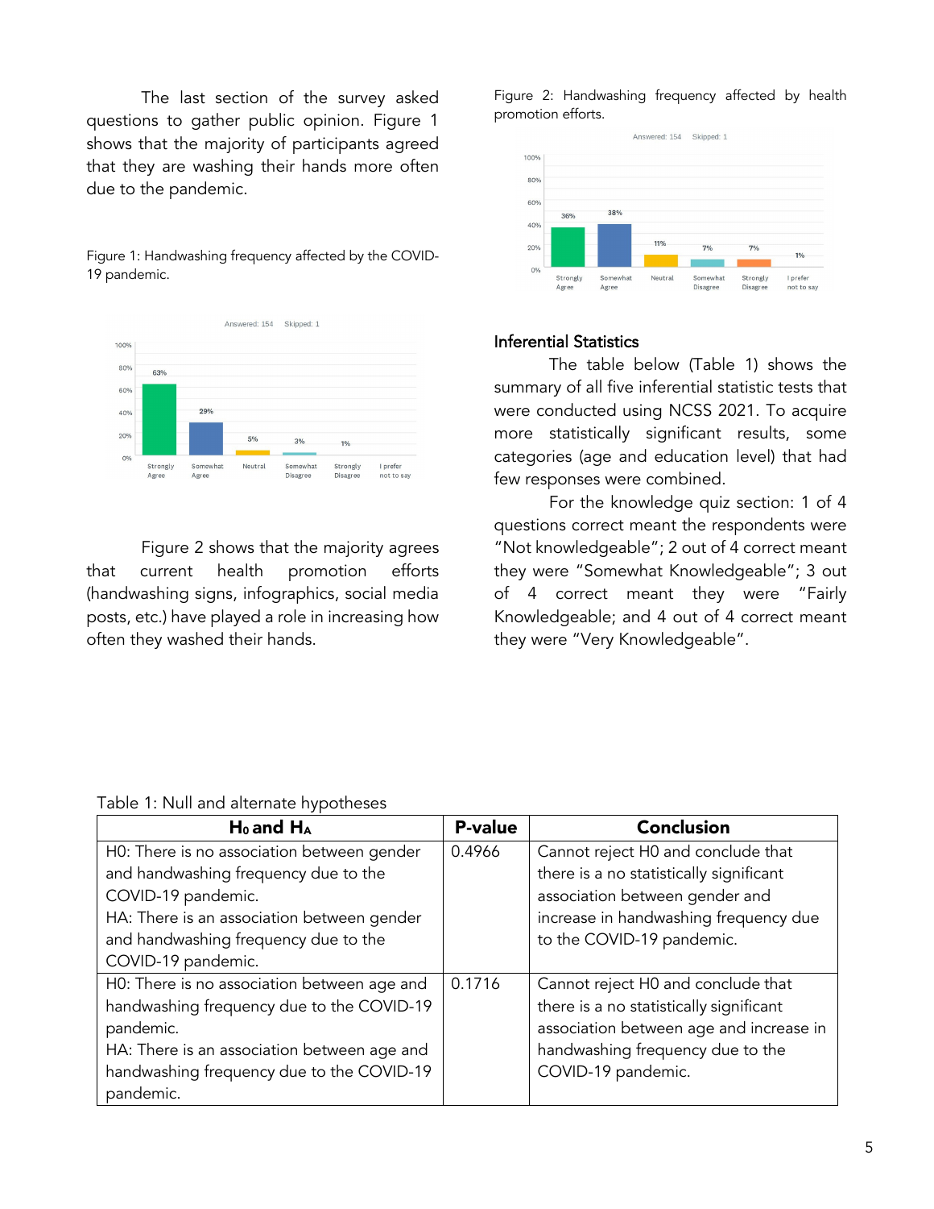The last section of the survey asked questions to gather public opinion. Figure 1 shows that the majority of participants agreed that they are washing their hands more often due to the pandemic.

Figure 1: Handwashing frequency affected by the COVID-19 pandemic.

Figure 2 shows that the majority agrees that current health promotion efforts (handwashing signs, infographics, social media posts, etc.) have played a role in increasing how often they washed their hands.

Figure 2: Handwashing frequency affected by health promotion efforts.

### Inferential Statistics

The table below (Table 1) shows the summary of all five inferential statistic tests that were conducted using NCSS 2021. To acquire more statistically significant results, some categories (age and education level) that had few responses were combined.

For the knowledge quiz section: 1 of 4 questions correct meant the respondents were "Not knowledgeable"; 2 out of 4 correct meant they were "Somewhat Knowledgeable"; 3 out of 4 correct meant they were "Fairly Knowledgeable; and 4 out of 4 correct meant they were "Very Knowledgeable".

Table 1: Null and alternate hypotheses

| $H_0$ and $H_A$ | P-value | Conclusion |
|---|---|---|
| H0: There is no association between gender and handwashing frequency due to the COVID-19 pandemic. HA: There is an association between gender and handwashing frequency due to the COVID-19 pandemic. | 0.4966 | Cannot reject H0 and conclude that there is a no statistically significant association between gender and increase in handwashing frequency due to the COVID-19 pandemic. |
| H0: There is no association between age and handwashing frequency due to the COVID-19 pandemic. HA: There is an association between age and handwashing frequency due to the COVID-19 pandemic. | 0.1716 | Cannot reject H0 and conclude that there is a no statistically significant association between age and increase in handwashing frequency due to the COVID-19 pandemic. |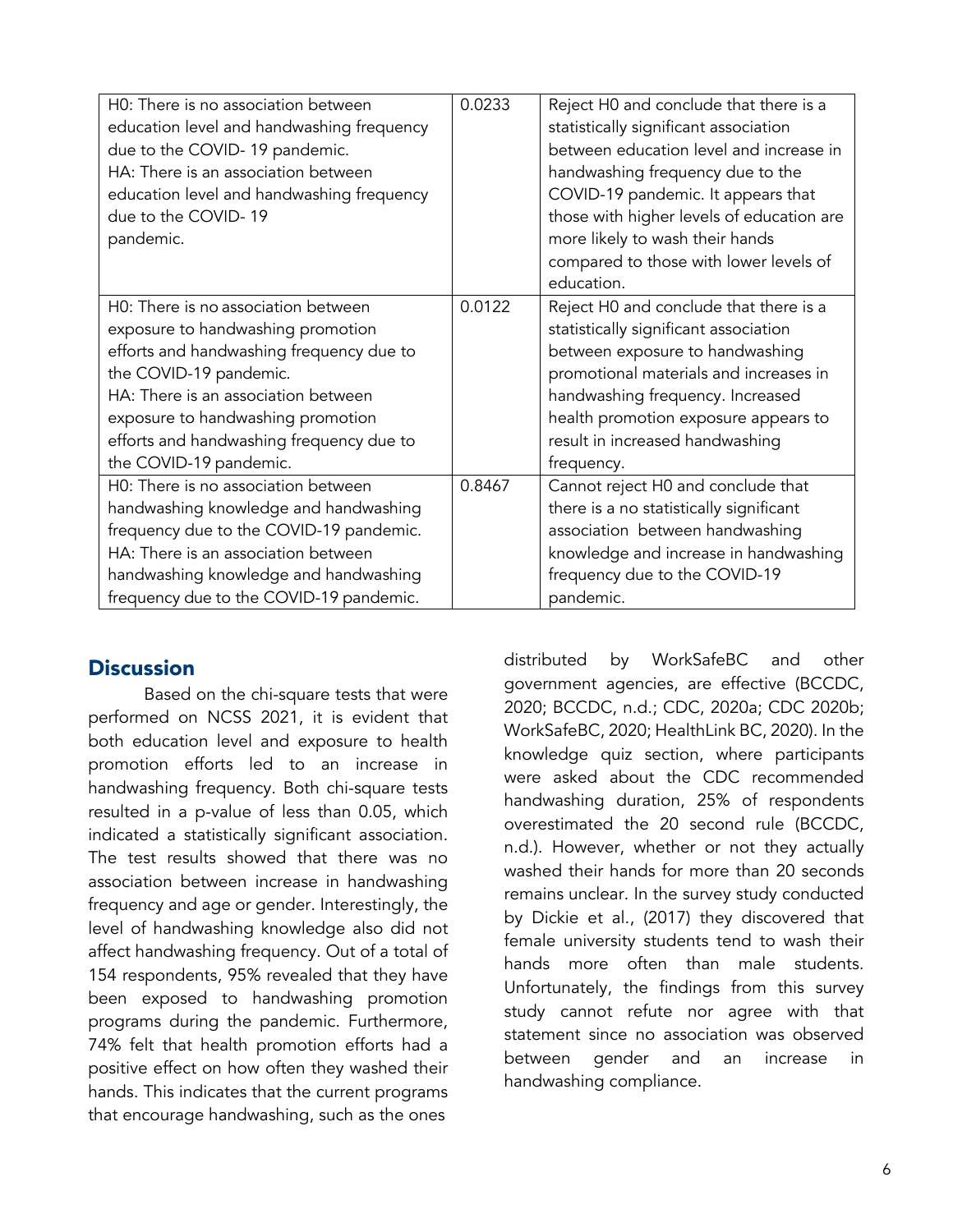| | | |
|---|---|---|
| H0: There is no association between education level and handwashing frequency due to the COVID- 19 pandemic.<br>HA: There is an association between education level and handwashing frequency due to the COVID- 19 pandemic. | 0.0233 | Reject H0 and conclude that there is a statistically significant association between education level and increase in handwashing frequency due to the COVID-19 pandemic. It appears that those with higher levels of education are more likely to wash their hands compared to those with lower levels of education. |
| H0: There is no association between exposure to handwashing promotion efforts and handwashing frequency due to the COVID-19 pandemic.<br>HA: There is an association between exposure to handwashing promotion efforts and handwashing frequency due to the COVID-19 pandemic. | 0.0122 | Reject H0 and conclude that there is a statistically significant association between exposure to handwashing promotional materials and increases in handwashing frequency. Increased health promotion exposure appears to result in increased handwashing frequency. |
| H0: There is no association between handwashing knowledge and handwashing frequency due to the COVID-19 pandemic.<br>HA: There is an association between handwashing knowledge and handwashing frequency due to the COVID-19 pandemic. | 0.8467 | Cannot reject H0 and conclude that there is a no statistically significant association between handwashing knowledge and increase in handwashing frequency due to the COVID-19 pandemic. |

## Discussion

Based on the chi-square tests that were performed on NCSS 2021, it is evident that both education level and exposure to health promotion efforts led to an increase in handwashing frequency. Both chi-square tests resulted in a p-value of less than 0.05, which indicated a statistically significant association. The test results showed that there was no association between increase in handwashing frequency and age or gender. Interestingly, the level of handwashing knowledge also did not affect handwashing frequency. Out of a total of 154 respondents, 95% revealed that they have been exposed to handwashing promotion programs during the pandemic. Furthermore, 74% felt that health promotion efforts had a positive effect on how often they washed their hands. This indicates that the current programs that encourage handwashing, such as the ones distributed by WorkSafeBC and other government agencies, are effective (BCCDC, 2020; BCCDC, n.d.; CDC, 2020a; CDC 2020b; WorkSafeBC, 2020; HealthLink BC, 2020). In the knowledge quiz section, where participants were asked about the CDC recommended handwashing duration, 25% of respondents overestimated the 20 second rule (BCCDC, n.d.). However, whether or not they actually washed their hands for more than 20 seconds remains unclear. In the survey study conducted by Dickie et al., (2017) they discovered that female university students tend to wash their hands more often than male students. Unfortunately, the findings from this survey study cannot refute nor agree with that statement since no association was observed between gender and an increase in handwashing compliance.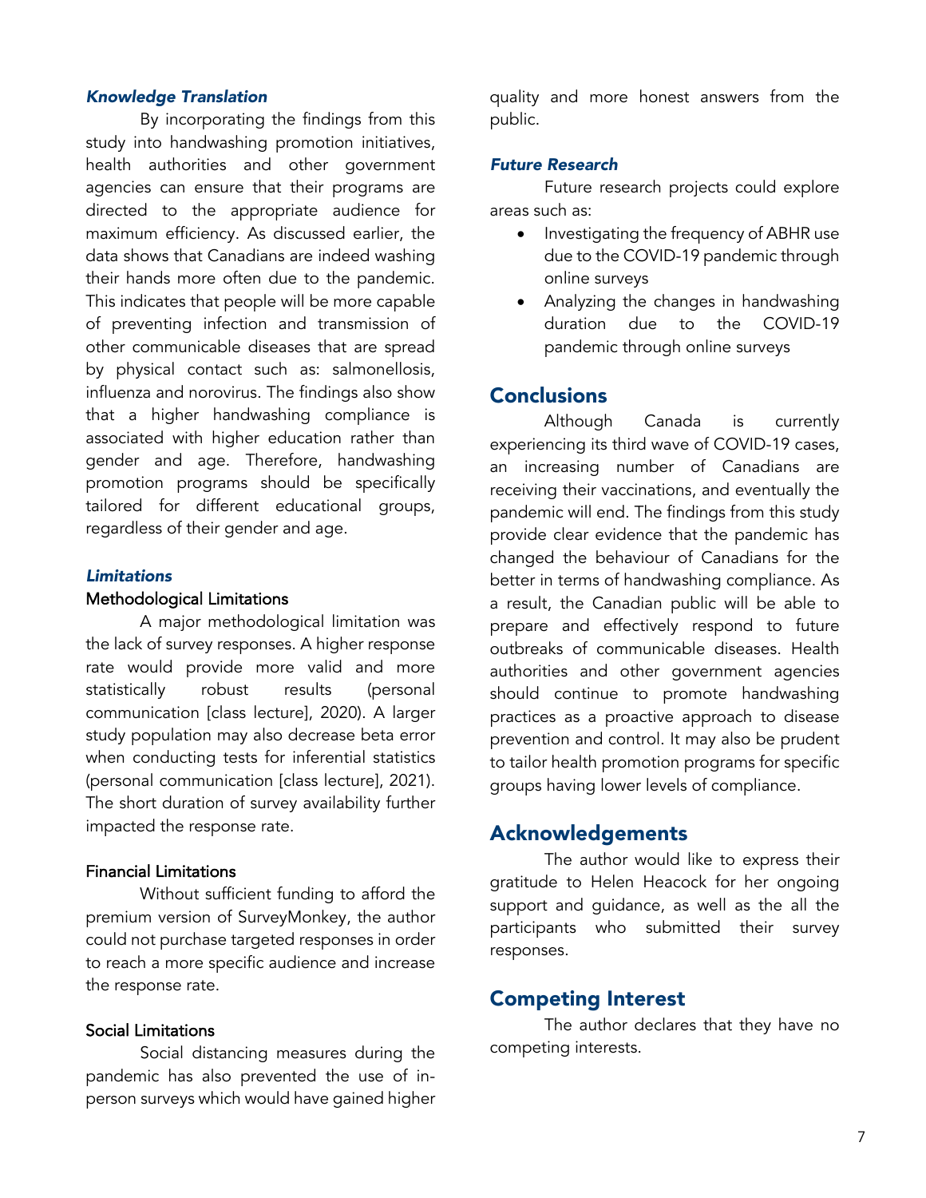### *Knowledge Translation*

By incorporating the findings from this study into handwashing promotion initiatives, health authorities and other government agencies can ensure that their programs are directed to the appropriate audience for maximum efficiency. As discussed earlier, the data shows that Canadians are indeed washing their hands more often due to the pandemic. This indicates that people will be more capable of preventing infection and transmission of other communicable diseases that are spread by physical contact such as: salmonellosis, influenza and norovirus. The findings also show that a higher handwashing compliance is associated with higher education rather than gender and age. Therefore, handwashing promotion programs should be specifically tailored for different educational groups, regardless of their gender and age.

### *Limitations*

#### Methodological Limitations

A major methodological limitation was the lack of survey responses. A higher response rate would provide more valid and more statistically robust results (personal communication [class lecture], 2020). A larger study population may also decrease beta error when conducting tests for inferential statistics (personal communication [class lecture], 2021). The short duration of survey availability further impacted the response rate.

#### Financial Limitations

Without sufficient funding to afford the premium version of SurveyMonkey, the author could not purchase targeted responses in order to reach a more specific audience and increase the response rate.

#### Social Limitations

Social distancing measures during the pandemic has also prevented the use of in-person surveys which would have gained higher quality and more honest answers from the public.

### *Future Research*

Future research projects could explore areas such as:

- Investigating the frequency of ABHR use due to the COVID-19 pandemic through online surveys
- Analyzing the changes in handwashing duration due to the COVID-19 pandemic through online surveys

## Conclusions

Although Canada is currently experiencing its third wave of COVID-19 cases, an increasing number of Canadians are receiving their vaccinations, and eventually the pandemic will end. The findings from this study provide clear evidence that the pandemic has changed the behaviour of Canadians for the better in terms of handwashing compliance. As a result, the Canadian public will be able to prepare and effectively respond to future outbreaks of communicable diseases. Health authorities and other government agencies should continue to promote handwashing practices as a proactive approach to disease prevention and control. It may also be prudent to tailor health promotion programs for specific groups having lower levels of compliance.

## Acknowledgements

The author would like to express their gratitude to Helen Heacock for her ongoing support and guidance, as well as the all the participants who submitted their survey responses.

## Competing Interest

The author declares that they have no competing interests.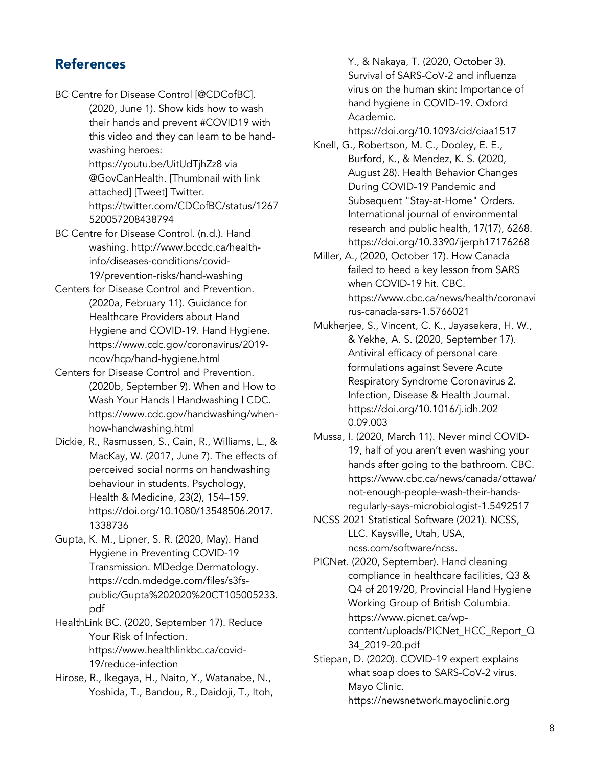## References

BC Centre for Disease Control [@CDCofBC]. (2020, June 1). Show kids how to wash their hands and prevent #COVID19 with this video and they can learn to be hand-washing heroes: https://youtu.be/UitUdTjhZz8 via @GovCanHealth. [Thumbnail with link attached] [Tweet] Twitter. https://twitter.com/CDCofBC/status/1267520057208438794

BC Centre for Disease Control. (n.d.). Hand washing. http://www.bccdc.ca/health-info/diseases-conditions/covid-19/prevention-risks/hand-washing

Centers for Disease Control and Prevention. (2020a, February 11). Guidance for Healthcare Providers about Hand Hygiene and COVID-19. Hand Hygiene. https://www.cdc.gov/coronavirus/2019-ncov/hcp/hand-hygiene.html

Centers for Disease Control and Prevention. (2020b, September 9). When and How to Wash Your Hands | Handwashing | CDC. https://www.cdc.gov/handwashing/when-how-handwashing.html

Dickie, R., Rasmussen, S., Cain, R., Williams, L., & MacKay, W. (2017, June 7). The effects of perceived social norms on handwashing behaviour in students. Psychology, Health & Medicine, 23(2), 154–159. https://doi.org/10.1080/13548506.2017.1338736

Gupta, K. M., Lipner, S. R. (2020, May). Hand Hygiene in Preventing COVID-19 Transmission. MDedge Dermatology. https://cdn.mdedge.com/files/s3fs-public/Gupta%202020%20CT105005233.pdf

HealthLink BC. (2020, September 17). Reduce Your Risk of Infection. https://www.healthlinkbc.ca/covid-19/reduce-infection

Hirose, R., Ikegaya, H., Naito, Y., Watanabe, N., Yoshida, T., Bandou, R., Daidoji, T., Itoh, Y., & Nakaya, T. (2020, October 3). Survival of SARS-CoV-2 and influenza virus on the human skin: Importance of hand hygiene in COVID-19. Oxford Academic. https://doi.org/10.1093/cid/ciaa1517

Knell, G., Robertson, M. C., Dooley, E. E., Burford, K., & Mendez, K. S. (2020, August 28). Health Behavior Changes During COVID-19 Pandemic and Subsequent "Stay-at-Home" Orders. International journal of environmental research and public health, 17(17), 6268. https://doi.org/10.3390/ijerph17176268

Miller, A., (2020, October 17). How Canada failed to heed a key lesson from SARS when COVID-19 hit. CBC. https://www.cbc.ca/news/health/coronavirus-canada-sars-1.5766021

Mukherjee, S., Vincent, C. K., Jayasekera, H. W., & Yekhe, A. S. (2020, September 17). Antiviral efficacy of personal care formulations against Severe Acute Respiratory Syndrome Coronavirus 2. Infection, Disease & Health Journal. https://doi.org/10.1016/j.idh.2020.09.003

Mussa, I. (2020, March 11). Never mind COVID-19, half of you aren't even washing your hands after going to the bathroom. CBC. https://www.cbc.ca/news/canada/ottawa/not-enough-people-wash-their-hands-regularly-says-microbiologist-1.5492517

NCSS 2021 Statistical Software (2021). NCSS, LLC. Kaysville, Utah, USA, ncss.com/software/ncss.

PICNet. (2020, September). Hand cleaning compliance in healthcare facilities, Q3 & Q4 of 2019/20, Provincial Hand Hygiene Working Group of British Columbia. https://www.picnet.ca/wp-content/uploads/PICNet_HCC_Report_Q34_2019-20.pdf

Stiepan, D. (2020). COVID-19 expert explains what soap does to SARS-CoV-2 virus. Mayo Clinic. https://newsnetwork.mayoclinic.org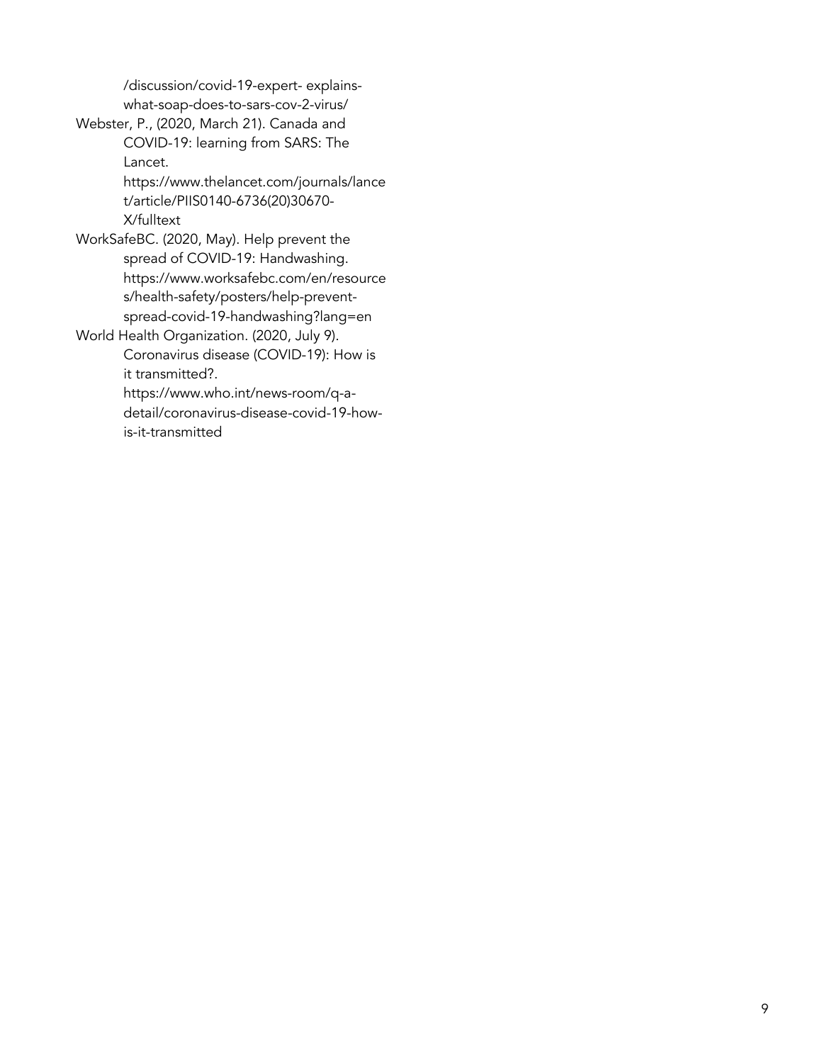/discussion/covid-19-expert- explains-what-soap-does-to-sars-cov-2-virus/

Webster, P., (2020, March 21). Canada and COVID-19: learning from SARS: The Lancet. https://www.thelancet.com/journals/lancet/article/PIIS0140-6736(20)30670-X/fulltext

WorkSafeBC. (2020, May). Help prevent the spread of COVID-19: Handwashing. https://www.worksafebc.com/en/resources/health-safety/posters/help-prevent-spread-covid-19-handwashing?lang=en

World Health Organization. (2020, July 9). Coronavirus disease (COVID-19): How is it transmitted?. https://www.who.int/news-room/q-a-detail/coronavirus-disease-covid-19-how-is-it-transmitted